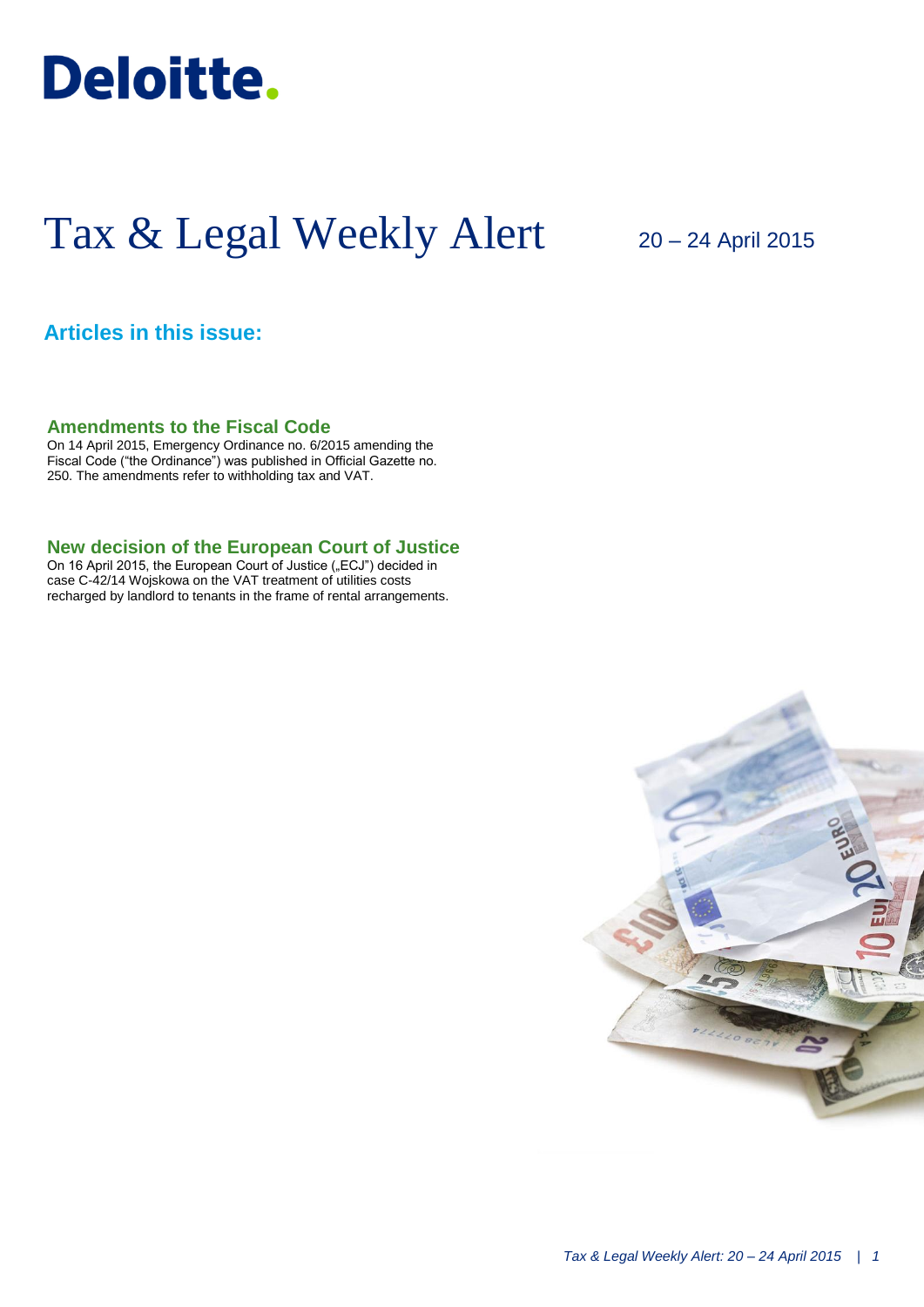Deloitte.

# Tax & Legal Weekly Alert

20 – 24 April 2015

## Articles in this issue:

### Amendments to the Fiscal Code

On 14 April 2015, Emergency Ordinance no. 6/2015 amending the Fiscal Code ("the Ordinance") was published in Official Gazette no. 250. The amendments refer to withholding tax and VAT.

### New decision of the European Court of Justice

On 16 April 2015, the European Court of Justice („ECJ") decided in case C-42/14 Wojskowa on the VAT treatment of utilities costs recharged by landlord to tenants in the frame of rental arrangements.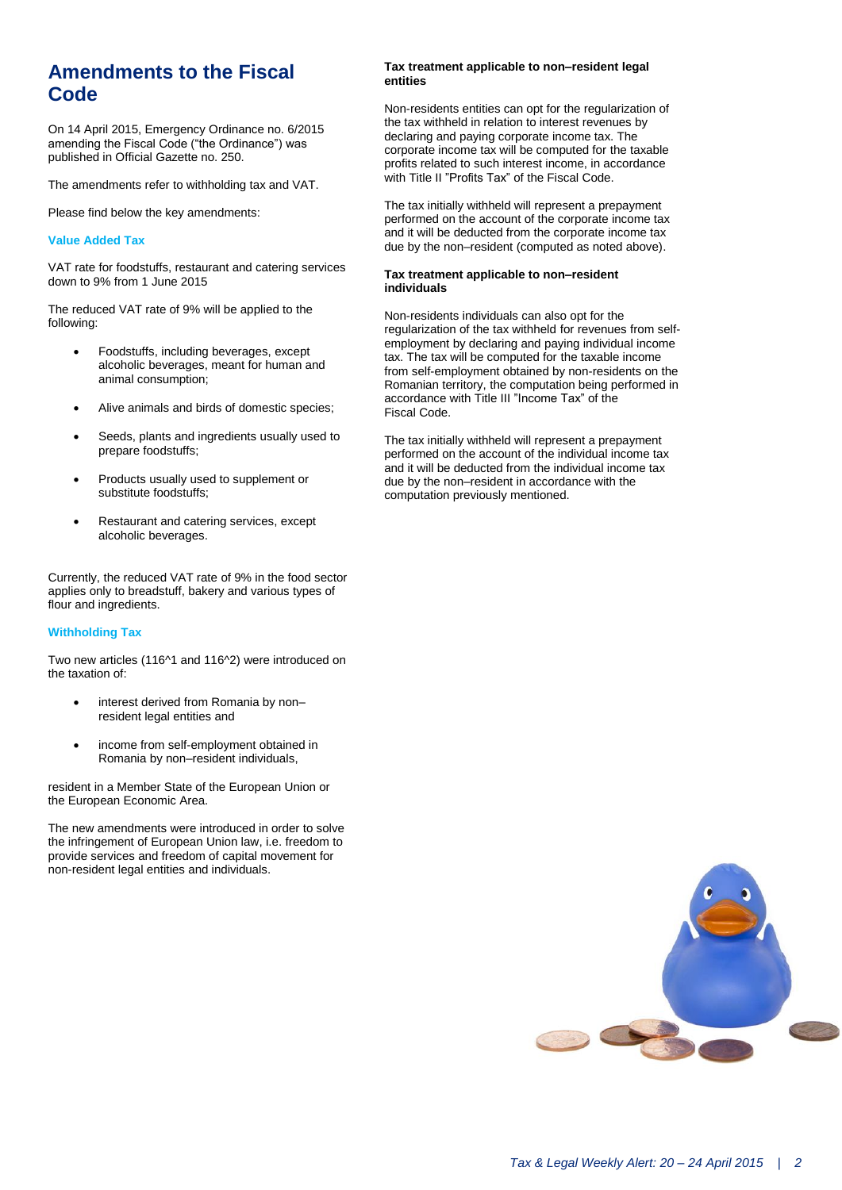# Amendments to the Fiscal Code

On 14 April 2015, Emergency Ordinance no. 6/2015 amending the Fiscal Code ("the Ordinance") was published in Official Gazette no. 250.

The amendments refer to withholding tax and VAT.

Please find below the key amendments:

### Value Added Tax

VAT rate for foodstuffs, restaurant and catering services down to 9% from 1 June 2015

The reduced VAT rate of 9% will be applied to the following:

- Foodstuffs, including beverages, except alcoholic beverages, meant for human and animal consumption;
- Alive animals and birds of domestic species;
- Seeds, plants and ingredients usually used to prepare foodstuffs;
- Products usually used to supplement or substitute foodstuffs;
- Restaurant and catering services, except alcoholic beverages.

Currently, the reduced VAT rate of 9% in the food sector applies only to breadstuff, bakery and various types of flour and ingredients.

### Withholding Tax

Two new articles (116^1 and 116^2) were introduced on the taxation of:

- interest derived from Romania by non–resident legal entities and
- income from self-employment obtained in Romania by non–resident individuals,

resident in a Member State of the European Union or the European Economic Area.

The new amendments were introduced in order to solve the infringement of European Union law, i.e. freedom to provide services and freedom of capital movement for non-resident legal entities and individuals.

**Tax treatment applicable to non–resident legal entities**

Non-residents entities can opt for the regularization of the tax withheld in relation to interest revenues by declaring and paying corporate income tax. The corporate income tax will be computed for the taxable profits related to such interest income, in accordance with Title II "Profits Tax" of the Fiscal Code.

The tax initially withheld will represent a prepayment performed on the account of the corporate income tax and it will be deducted from the corporate income tax due by the non–resident (computed as noted above).

**Tax treatment applicable to non–resident individuals**

Non-residents individuals can also opt for the regularization of the tax withheld for revenues from self-employment by declaring and paying individual income tax. The tax will be computed for the taxable income from self-employment obtained by non-residents on the Romanian territory, the computation being performed in accordance with Title III "Income Tax" of the Fiscal Code.

The tax initially withheld will represent a prepayment performed on the account of the individual income tax and it will be deducted from the individual income tax due by the non–resident in accordance with the computation previously mentioned.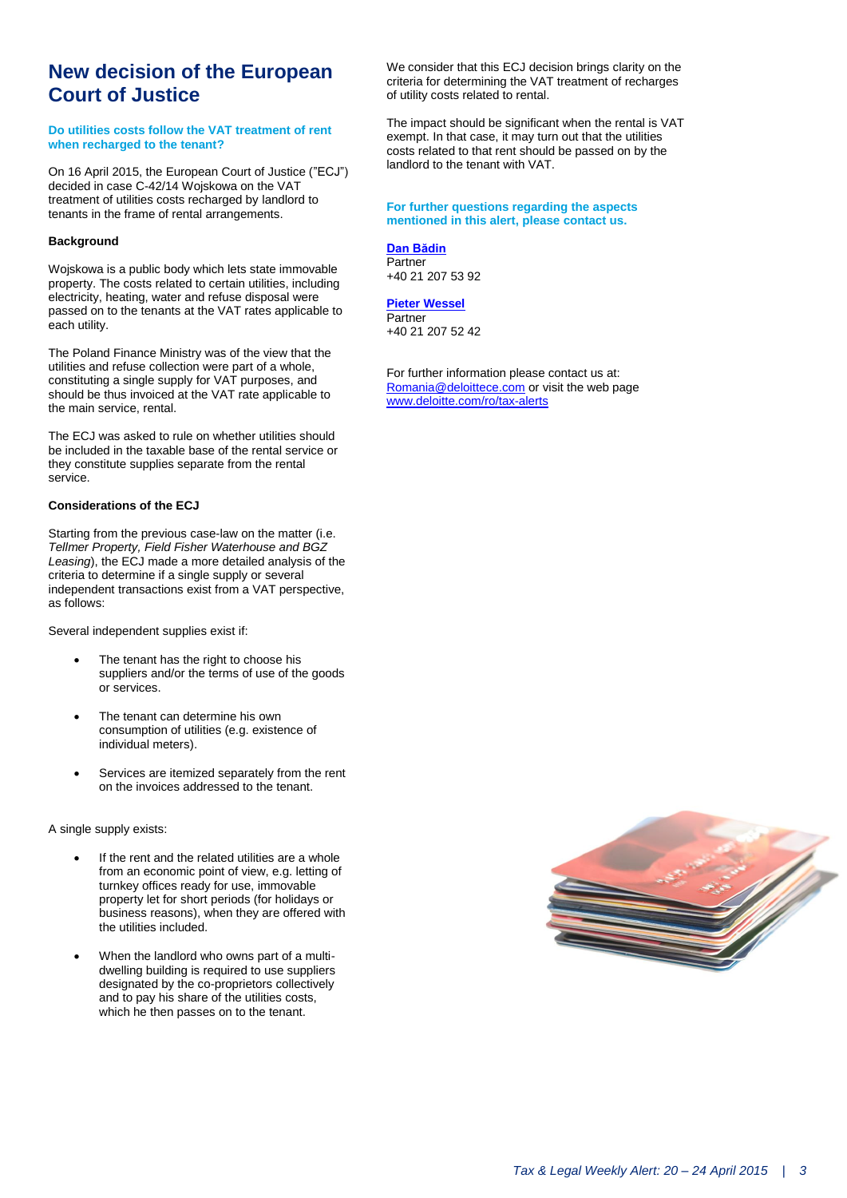# New decision of the European Court of Justice

### Do utilities costs follow the VAT treatment of rent when recharged to the tenant?

On 16 April 2015, the European Court of Justice (”ECJ”) decided in case C-42/14 Wojskowa on the VAT treatment of utilities costs recharged by landlord to tenants in the frame of rental arrangements.

**Background**

Wojskowa is a public body which lets state immovable property. The costs related to certain utilities, including electricity, heating, water and refuse disposal were passed on to the tenants at the VAT rates applicable to each utility.

The Poland Finance Ministry was of the view that the utilities and refuse collection were part of a whole, constituting a single supply for VAT purposes, and should be thus invoiced at the VAT rate applicable to the main service, rental.

The ECJ was asked to rule on whether utilities should be included in the taxable base of the rental service or they constitute supplies separate from the rental service.

**Considerations of the ECJ**

Starting from the previous case-law on the matter (i.e. *Tellmer Property, Field Fisher Waterhouse and BGZ Leasing*), the ECJ made a more detailed analysis of the criteria to determine if a single supply or several independent transactions exist from a VAT perspective, as follows:

Several independent supplies exist if:

- The tenant has the right to choose his suppliers and/or the terms of use of the goods or services.
- The tenant can determine his own consumption of utilities (e.g. existence of individual meters).
- Services are itemized separately from the rent on the invoices addressed to the tenant.

A single supply exists:

- If the rent and the related utilities are a whole from an economic point of view, e.g. letting of turnkey offices ready for use, immovable property let for short periods (for holidays or business reasons), when they are offered with the utilities included.
- When the landlord who owns part of a multi-dwelling building is required to use suppliers designated by the co-proprietors collectively and to pay his share of the utilities costs, which he then passes on to the tenant.

We consider that this ECJ decision brings clarity on the criteria for determining the VAT treatment of recharges of utility costs related to rental.

The impact should be significant when the rental is VAT exempt. In that case, it may turn out that the utilities costs related to that rent should be passed on by the landlord to the tenant with VAT.

**For further questions regarding the aspects mentioned in this alert, please contact us.**

**Dan Bădin**
Partner
+40 21 207 53 92

**Pieter Wessel**
Partner
+40 21 207 52 42

For further information please contact us at: Romania@deloittece.com or visit the web page www.deloitte.com/ro/tax-alerts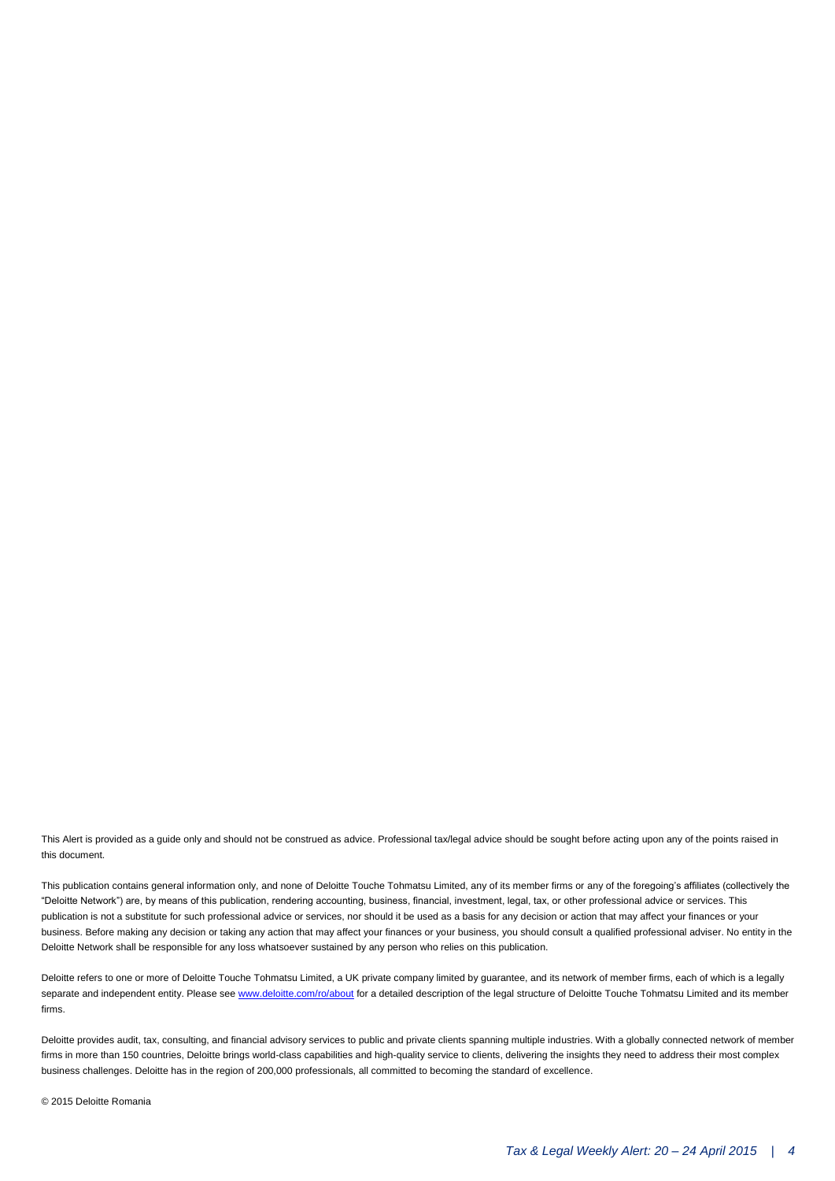This Alert is provided as a guide only and should not be construed as advice. Professional tax/legal advice should be sought before acting upon any of the points raised in this document.

This publication contains general information only, and none of Deloitte Touche Tohmatsu Limited, any of its member firms or any of the foregoing's affiliates (collectively the "Deloitte Network") are, by means of this publication, rendering accounting, business, financial, investment, legal, tax, or other professional advice or services. This publication is not a substitute for such professional advice or services, nor should it be used as a basis for any decision or action that may affect your finances or your business. Before making any decision or taking any action that may affect your finances or your business, you should consult a qualified professional adviser. No entity in the Deloitte Network shall be responsible for any loss whatsoever sustained by any person who relies on this publication.

Deloitte refers to one or more of Deloitte Touche Tohmatsu Limited, a UK private company limited by guarantee, and its network of member firms, each of which is a legally separate and independent entity. Please see [www.deloitte.com/ro/about](http://www.deloitte.com/ro/about) for a detailed description of the legal structure of Deloitte Touche Tohmatsu Limited and its member firms.

Deloitte provides audit, tax, consulting, and financial advisory services to public and private clients spanning multiple industries. With a globally connected network of member firms in more than 150 countries, Deloitte brings world-class capabilities and high-quality service to clients, delivering the insights they need to address their most complex business challenges. Deloitte has in the region of 200,000 professionals, all committed to becoming the standard of excellence.

© 2015 Deloitte Romania